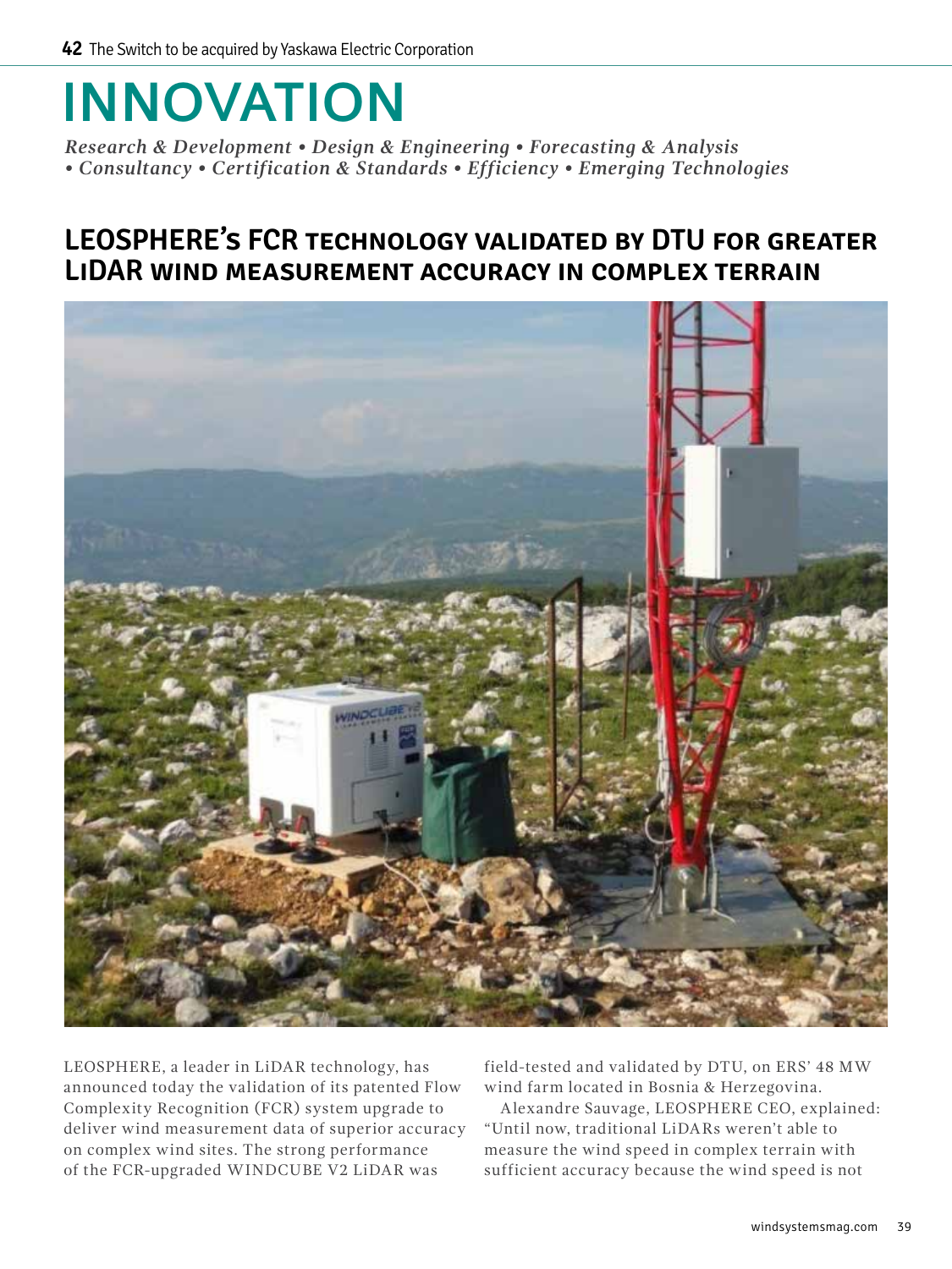# INNOVATION

*Research & Development • Design & Engineering • Forecasting & Analysis • Consultancy • Certification & Standards • Efficiency • Emerging Technologies*

## LEOSPHERE's FCR technology validated by DTU for greater LiDAR wind measurement accuracy in complex terrain

LEOSPHERE, a leader in LiDAR technology, has announced today the validation of its patented Flow Complexity Recognition (FCR) system upgrade to deliver wind measurement data of superior accuracy on complex wind sites. The strong performance of the FCR-upgraded WINDCUBE V2 LiDAR was field-tested and validated by DTU, on ERS' 48 MW wind farm located in Bosnia & Herzegovina.

Alexandre Sauvage, LEOSPHERE CEO, explained: "Until now, traditional LiDARs weren't able to measure the wind speed in complex terrain with sufficient accuracy because the wind speed is not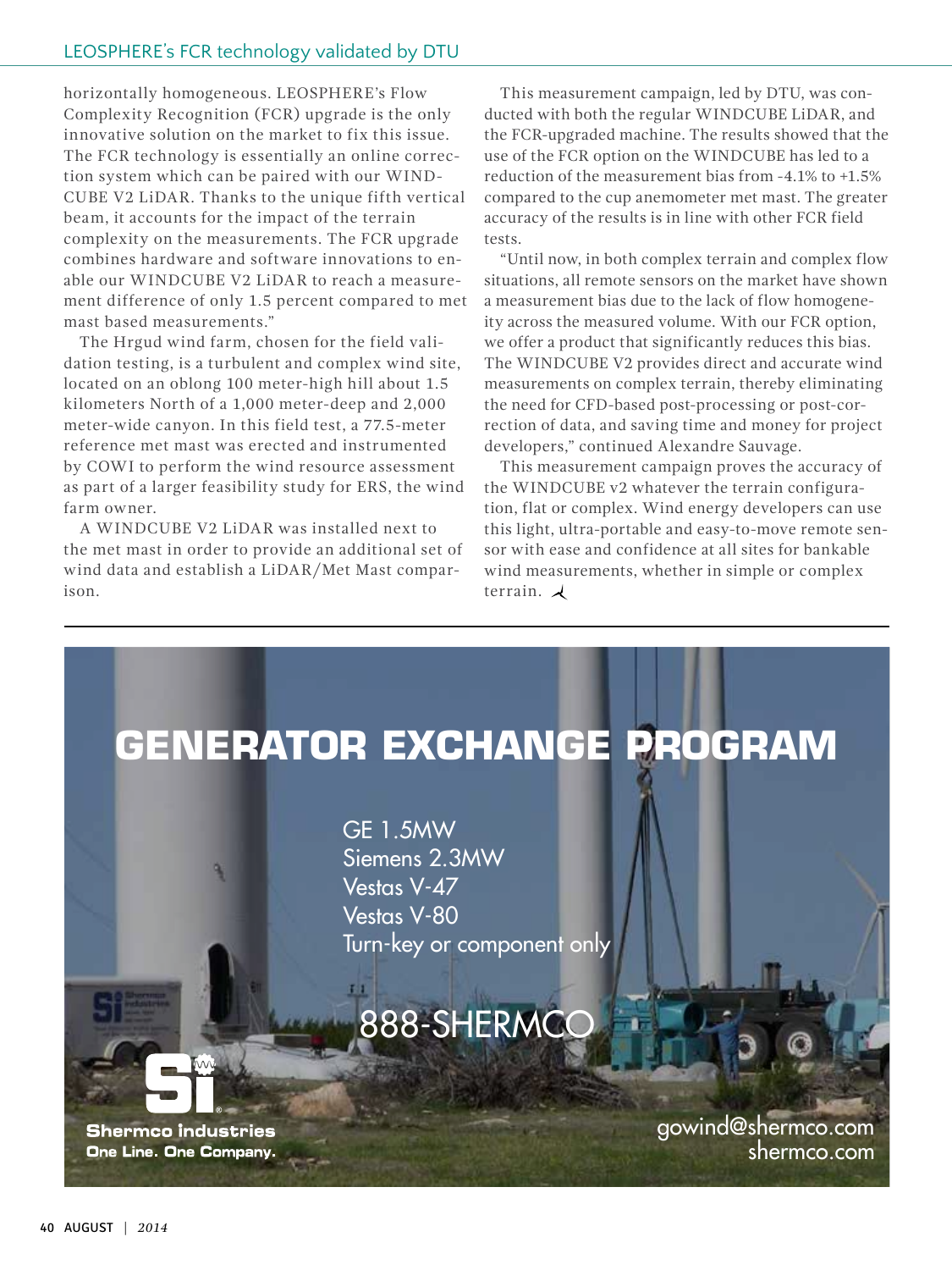horizontally homogeneous. LEOSPHERE's Flow Complexity Recognition (FCR) upgrade is the only innovative solution on the market to fix this issue. The FCR technology is essentially an online correction system which can be paired with our WINDCUBE V2 LiDAR. Thanks to the unique fifth vertical beam, it accounts for the impact of the terrain complexity on the measurements. The FCR upgrade combines hardware and software innovations to enable our WINDCUBE V2 LiDAR to reach a measurement difference of only 1.5 percent compared to met mast based measurements."

The Hrgud wind farm, chosen for the field validation testing, is a turbulent and complex wind site, located on an oblong 100 meter-high hill about 1.5 kilometers North of a 1,000 meter-deep and 2,000 meter-wide canyon. In this field test, a 77.5-meter reference met mast was erected and instrumented by COWI to perform the wind resource assessment as part of a larger feasibility study for ERS, the wind farm owner.

A WINDCUBE V2 LiDAR was installed next to the met mast in order to provide an additional set of wind data and establish a LiDAR/Met Mast comparison.

This measurement campaign, led by DTU, was conducted with both the regular WINDCUBE LiDAR, and the FCR-upgraded machine. The results showed that the use of the FCR option on the WINDCUBE has led to a reduction of the measurement bias from -4.1% to +1.5% compared to the cup anemometer met mast. The greater accuracy of the results is in line with other FCR field tests.

"Until now, in both complex terrain and complex flow situations, all remote sensors on the market have shown a measurement bias due to the lack of flow homogeneity across the measured volume. With our FCR option, we offer a product that significantly reduces this bias. The WINDCUBE V2 provides direct and accurate wind measurements on complex terrain, thereby eliminating the need for CFD-based post-processing or post-correction of data, and saving time and money for project developers," continued Alexandre Sauvage.

This measurement campaign proves the accuracy of the WINDCUBE v2 whatever the terrain configuration, flat or complex. Wind energy developers can use this light, ultra-portable and easy-to-move remote sensor with ease and confidence at all sites for bankable wind measurements, whether in simple or complex terrain.

# GENERATOR EXCHANGE PROGRAM

GE 1.5MW
Siemens 2.3MW
Vestas V-47
Vestas V-80
Turn-key or component only

888-SHERMCO

**Shermco Industries**
**One Line. One Company.**

gowind@shermco.com
shermco.com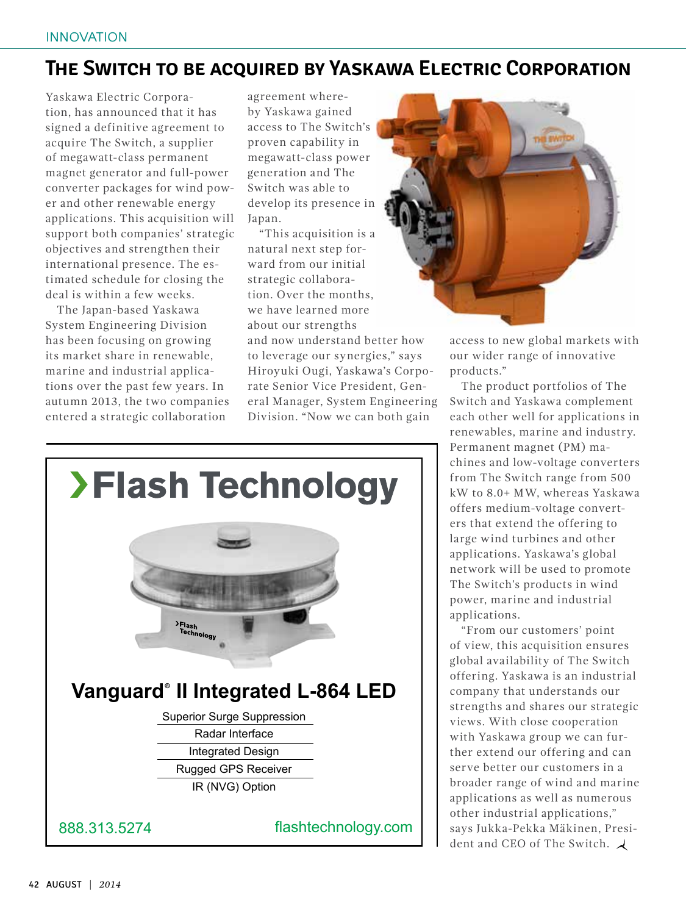# The Switch to be acquired by Yaskawa Electric Corporation

Yaskawa Electric Corporation, has announced that it has signed a definitive agreement to acquire The Switch, a supplier of megawatt-class permanent magnet generator and full-power converter packages for wind power and other renewable energy applications. This acquisition will support both companies' strategic objectives and strengthen their international presence. The estimated schedule for closing the deal is within a few weeks.

The Japan-based Yaskawa System Engineering Division has been focusing on growing its market share in renewable, marine and industrial applications over the past few years. In autumn 2013, the two companies entered a strategic collaboration agreement whereby Yaskawa gained access to The Switch's proven capability in megawatt-class power generation and The Switch was able to develop its presence in Japan.

"This acquisition is a natural next step forward from our initial strategic collaboration. Over the months, we have learned more about our strengths and now understand better how to leverage our synergies," says Hiroyuki Ogui, Yaskawa's Corporate Senior Vice President, General Manager, System Engineering Division. "Now we can both gain access to new global markets with our wider range of innovative products."

The product portfolios of The Switch and Yaskawa complement each other well for applications in renewables, marine and industry. Permanent magnet (PM) machines and low-voltage converters from The Switch range from 500 kW to 8.0+ MW, whereas Yaskawa offers medium-voltage converters that extend the offering to large wind turbines and other applications. Yaskawa's global network will be used to promote The Switch's products in wind power, marine and industrial applications.

"From our customers' point of view, this acquisition ensures global availability of The Switch offering. Yaskawa is an industrial company that understands our strengths and shares our strategic views. With close cooperation with Yaskawa group we can further extend our offering and can serve better our customers in a broader range of wind and marine applications as well as numerous other industrial applications," says Jukka-Pekka Mäkinen, President and CEO of The Switch.

---

**›Flash Technology**

**Vanguard® II Integrated L-864 LED**

- Superior Surge Suppression
- Radar Interface
- Integrated Design
- Rugged GPS Receiver
- IR (NVG) Option

888.313.5274 flashtechnology.com